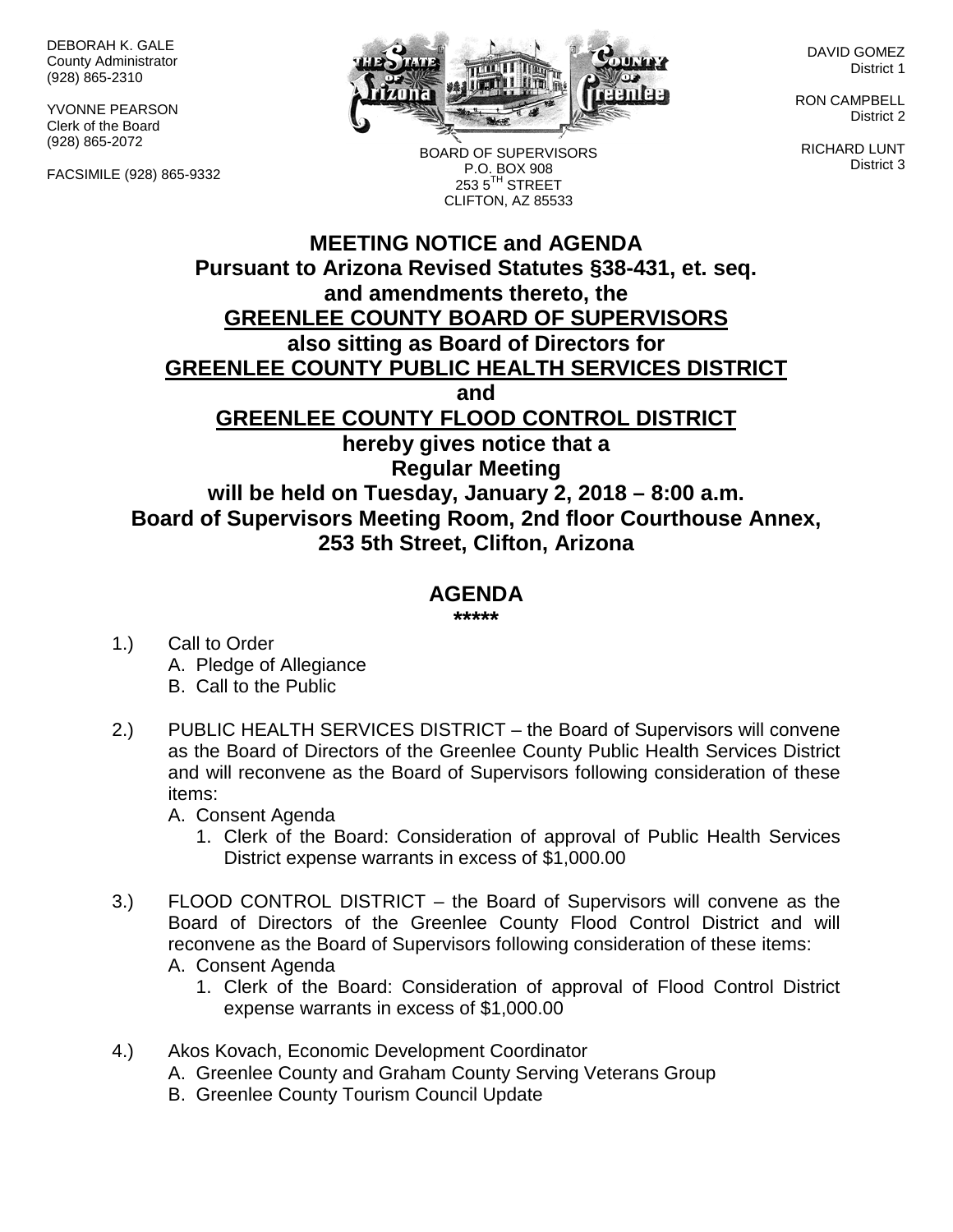DEBORAH K. GALE
County Administrator
(928) 865-2310

YVONNE PEARSON
Clerk of the Board
(928) 865-2072

FACSIMILE (928) 865-9332

BOARD OF SUPERVISORS
P.O. BOX 908
253 5TH STREET
CLIFTON, AZ 85533

DAVID GOMEZ
District 1

RON CAMPBELL
District 2

RICHARD LUNT
District 3

# MEETING NOTICE and AGENDA

**Pursuant to Arizona Revised Statutes §38-431, et. seq.**
**and amendments thereto, the**
**GREENLEE COUNTY BOARD OF SUPERVISORS**
**also sitting as Board of Directors for**
**GREENLEE COUNTY PUBLIC HEALTH SERVICES DISTRICT**
**and**
**GREENLEE COUNTY FLOOD CONTROL DISTRICT**
**hereby gives notice that a**
**Regular Meeting**
**will be held on Tuesday, January 2, 2018 – 8:00 a.m.**
**Board of Supervisors Meeting Room, 2nd floor Courthouse Annex,**
**253 5th Street, Clifton, Arizona**

## AGENDA

**\*\*\*\*\***

1.) Call to Order
   A. Pledge of Allegiance
   B. Call to the Public

2.) PUBLIC HEALTH SERVICES DISTRICT – the Board of Supervisors will convene as the Board of Directors of the Greenlee County Public Health Services District and will reconvene as the Board of Supervisors following consideration of these items:
   A. Consent Agenda
      1. Clerk of the Board: Consideration of approval of Public Health Services District expense warrants in excess of $1,000.00

3.) FLOOD CONTROL DISTRICT – the Board of Supervisors will convene as the Board of Directors of the Greenlee County Flood Control District and will reconvene as the Board of Supervisors following consideration of these items:
   A. Consent Agenda
      1. Clerk of the Board: Consideration of approval of Flood Control District expense warrants in excess of $1,000.00

4.) Akos Kovach, Economic Development Coordinator
   A. Greenlee County and Graham County Serving Veterans Group
   B. Greenlee County Tourism Council Update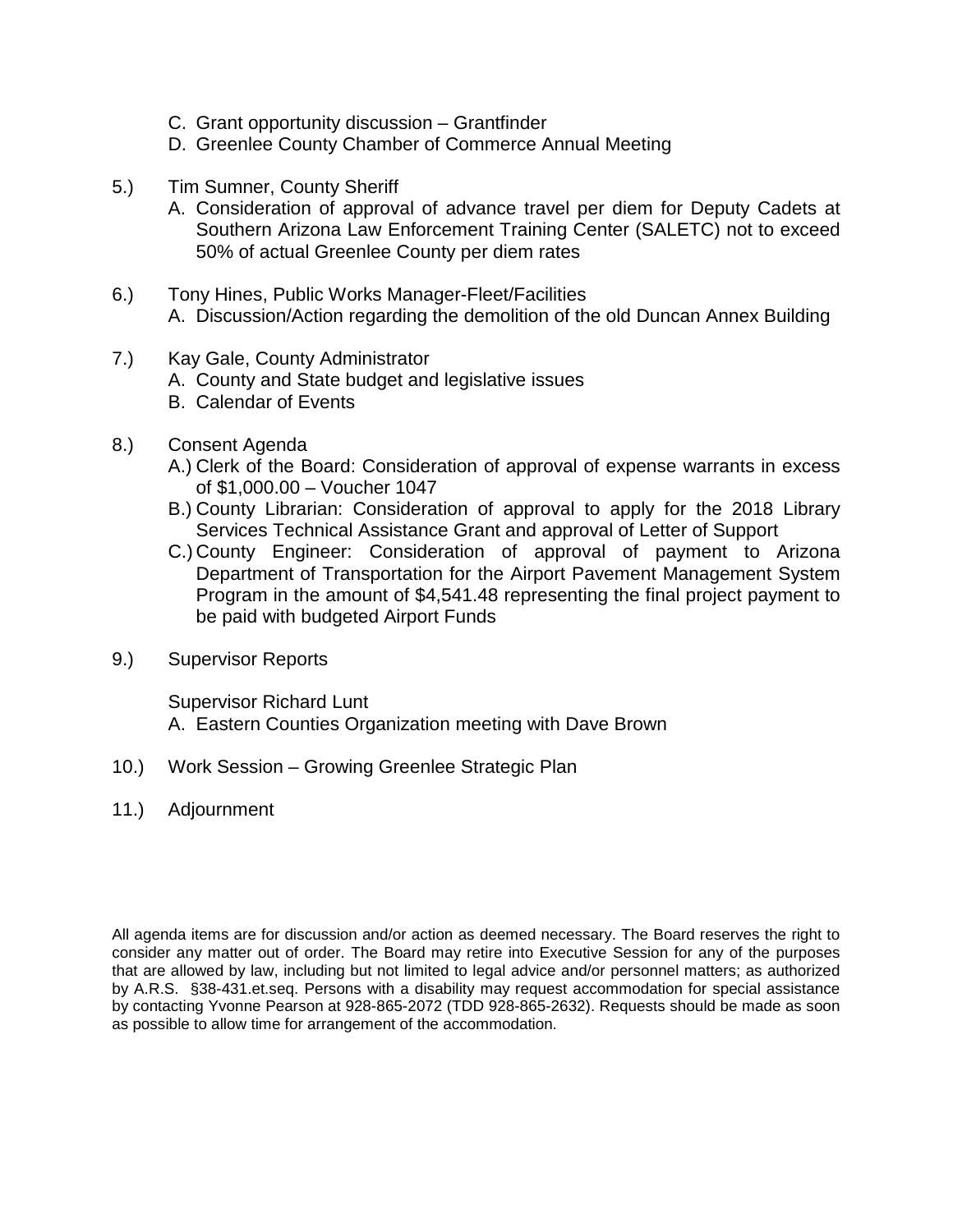C. Grant opportunity discussion – Grantfinder
D. Greenlee County Chamber of Commerce Annual Meeting

5.) Tim Sumner, County Sheriff
   A. Consideration of approval of advance travel per diem for Deputy Cadets at Southern Arizona Law Enforcement Training Center (SALETC) not to exceed 50% of actual Greenlee County per diem rates

6.) Tony Hines, Public Works Manager-Fleet/Facilities
   A. Discussion/Action regarding the demolition of the old Duncan Annex Building

7.) Kay Gale, County Administrator
   A. County and State budget and legislative issues
   B. Calendar of Events

8.) Consent Agenda
   A.) Clerk of the Board: Consideration of approval of expense warrants in excess of $1,000.00 – Voucher 1047
   B.) County Librarian: Consideration of approval to apply for the 2018 Library Services Technical Assistance Grant and approval of Letter of Support
   C.) County Engineer: Consideration of approval of payment to Arizona Department of Transportation for the Airport Pavement Management System Program in the amount of $4,541.48 representing the final project payment to be paid with budgeted Airport Funds

9.) Supervisor Reports

   Supervisor Richard Lunt
   A. Eastern Counties Organization meeting with Dave Brown

10.) Work Session – Growing Greenlee Strategic Plan

11.) Adjournment

All agenda items are for discussion and/or action as deemed necessary. The Board reserves the right to consider any matter out of order. The Board may retire into Executive Session for any of the purposes that are allowed by law, including but not limited to legal advice and/or personnel matters; as authorized by A.R.S. §38-431.et.seq. Persons with a disability may request accommodation for special assistance by contacting Yvonne Pearson at 928-865-2072 (TDD 928-865-2632). Requests should be made as soon as possible to allow time for arrangement of the accommodation.